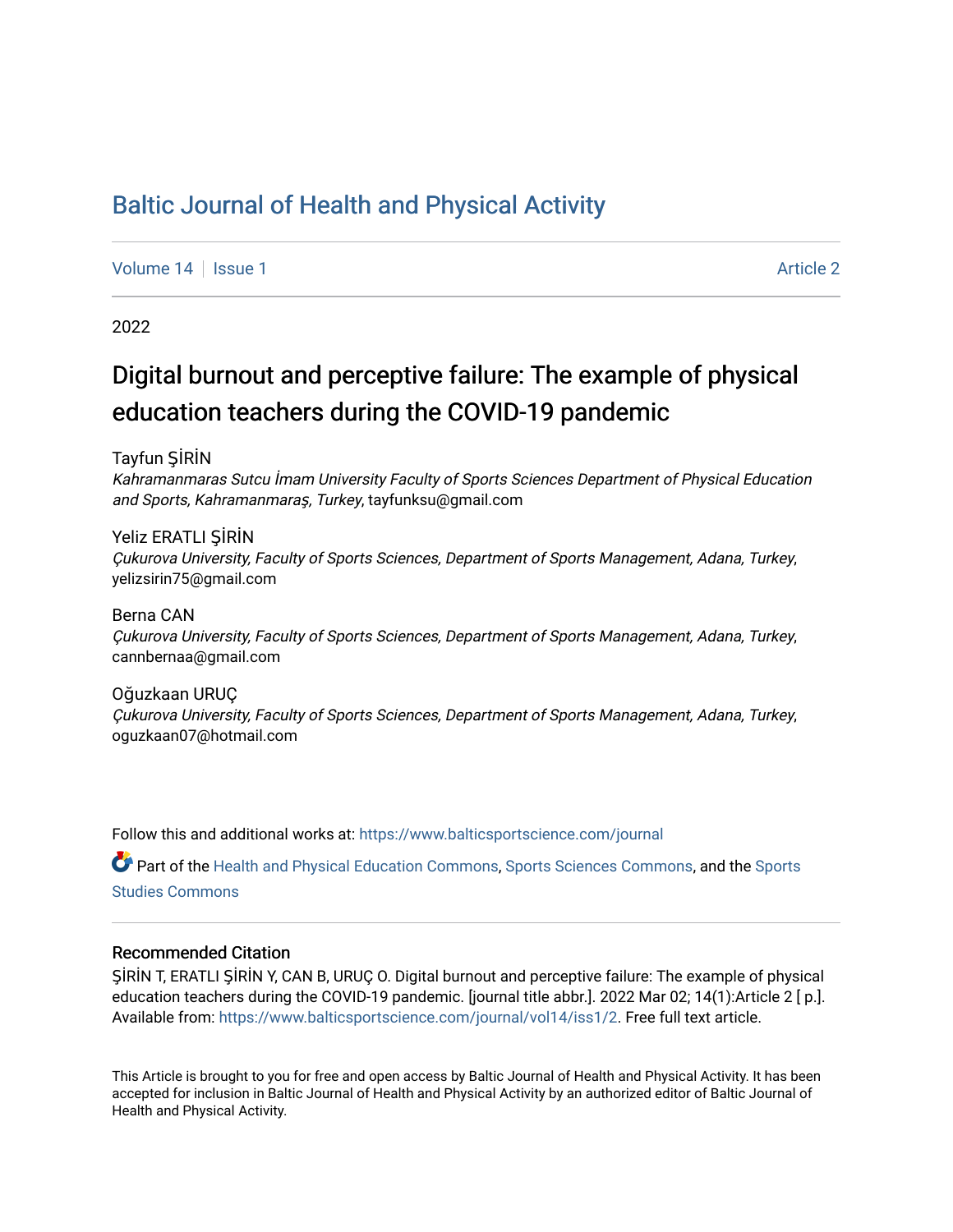# Baltic Journal of Health and Physical Activity

Volume 14 | Issue 1 | Article 2

2022

## Digital burnout and perceptive failure: The example of physical education teachers during the COVID-19 pandemic

Tayfun ŞİRİN
*Kahramanmaras Sutcu İmam University Faculty of Sports Sciences Department of Physical Education and Sports, Kahramanmaraş, Turkey*, tayfunksu@gmail.com

Yeliz ERATLI ŞİRİN
*Çukurova University, Faculty of Sports Sciences, Department of Sports Management, Adana, Turkey*, yelizsirin75@gmail.com

Berna CAN
*Çukurova University, Faculty of Sports Sciences, Department of Sports Management, Adana, Turkey*, cannbernaa@gmail.com

Oğuzkaan URUÇ
*Çukurova University, Faculty of Sports Sciences, Department of Sports Management, Adana, Turkey*, oguzkaan07@hotmail.com

Follow this and additional works at: https://www.balticsportscience.com/journal

Part of the Health and Physical Education Commons, Sports Sciences Commons, and the Sports Studies Commons

### Recommended Citation

ŞİRİN T, ERATLI ŞİRİN Y, CAN B, URUÇ O. Digital burnout and perceptive failure: The example of physical education teachers during the COVID-19 pandemic. [journal title abbr.]. 2022 Mar 02; 14(1):Article 2 [ p.]. Available from: https://www.balticsportscience.com/journal/vol14/iss1/2. Free full text article.

This Article is brought to you for free and open access by Baltic Journal of Health and Physical Activity. It has been accepted for inclusion in Baltic Journal of Health and Physical Activity by an authorized editor of Baltic Journal of Health and Physical Activity.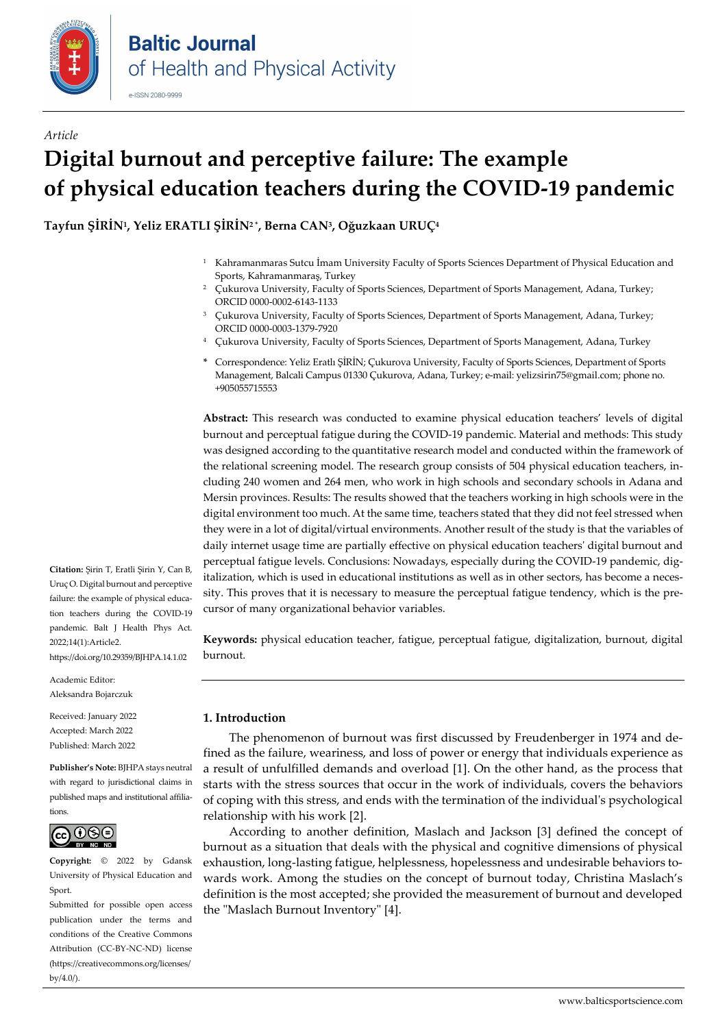*Article*

# Digital burnout and perceptive failure: The example of physical education teachers during the COVID-19 pandemic

**Tayfun ŞİRİN[1], Yeliz ERATLI ŞİRİN[2]*, Berna CAN[3], Oğuzkaan URUÇ[4]**

[1] Kahramanmaras Sutcu İmam University Faculty of Sports Sciences Department of Physical Education and Sports, Kahramanmaraş, Turkey

[2] Çukurova University, Faculty of Sports Sciences, Department of Sports Management, Adana, Turkey; ORCID 0000-0002-6143-1133

[3] Çukurova University, Faculty of Sports Sciences, Department of Sports Management, Adana, Turkey; ORCID 0000-0003-1379-7920

[4] Çukurova University, Faculty of Sports Sciences, Department of Sports Management, Adana, Turkey

\* Correspondence: Yeliz Eratlı ŞİRİN; Çukurova University, Faculty of Sports Sciences, Department of Sports Management, Balcali Campus 01330 Çukurova, Adana, Turkey; e-mail: yelizsirin75@gmail.com; phone no. +905055715553

**Abstract:** This research was conducted to examine physical education teachers' levels of digital burnout and perceptual fatigue during the COVID-19 pandemic. Material and methods: This study was designed according to the quantitative research model and conducted within the framework of the relational screening model. The research group consists of 504 physical education teachers, including 240 women and 264 men, who work in high schools and secondary schools in Adana and Mersin provinces. Results: The results showed that the teachers working in high schools were in the digital environment too much. At the same time, teachers stated that they did not feel stressed when they were in a lot of digital/virtual environments. Another result of the study is that the variables of daily internet usage time are partially effective on physical education teachers' digital burnout and perceptual fatigue levels. Conclusions: Nowadays, especially during the COVID-19 pandemic, digitalization, which is used in educational institutions as well as in other sectors, has become a necessity. This proves that it is necessary to measure the perceptual fatigue tendency, which is the precursor of many organizational behavior variables.

**Keywords:** physical education teacher, fatigue, perceptual fatigue, digitalization, burnout, digital burnout.

**Citation:** Şirin T, Eratli Şirin Y, Can B, Uruç O. Digital burnout and perceptive failure: the example of physical education teachers during the COVID-19 pandemic. Balt J Health Phys Act. 2022;14(1):Article2. https://doi.org/10.29359/BJHPA.14.1.02

Academic Editor: Aleksandra Bojarczuk

Received: January 2022
Accepted: March 2022
Published: March 2022

**Publisher's Note:** BJHPA stays neutral with regard to jurisdictional claims in published maps and institutional affiliations.

**Copyright:** © 2022 by Gdansk University of Physical Education and Sport.
Submitted for possible open access publication under the terms and conditions of the Creative Commons Attribution (CC-BY-NC-ND) license (https://creativecommons.org/licenses/by/4.0/).

## 1. Introduction

The phenomenon of burnout was first discussed by Freudenberger in 1974 and defined as the failure, weariness, and loss of power or energy that individuals experience as a result of unfulfilled demands and overload [1]. On the other hand, as the process that starts with the stress sources that occur in the work of individuals, covers the behaviors of coping with this stress, and ends with the termination of the individual's psychological relationship with his work [2].

According to another definition, Maslach and Jackson [3] defined the concept of burnout as a situation that deals with the physical and cognitive dimensions of physical exhaustion, long-lasting fatigue, helplessness, hopelessness and undesirable behaviors towards work. Among the studies on the concept of burnout today, Christina Maslach's definition is the most accepted; she provided the measurement of burnout and developed the "Maslach Burnout Inventory" [4].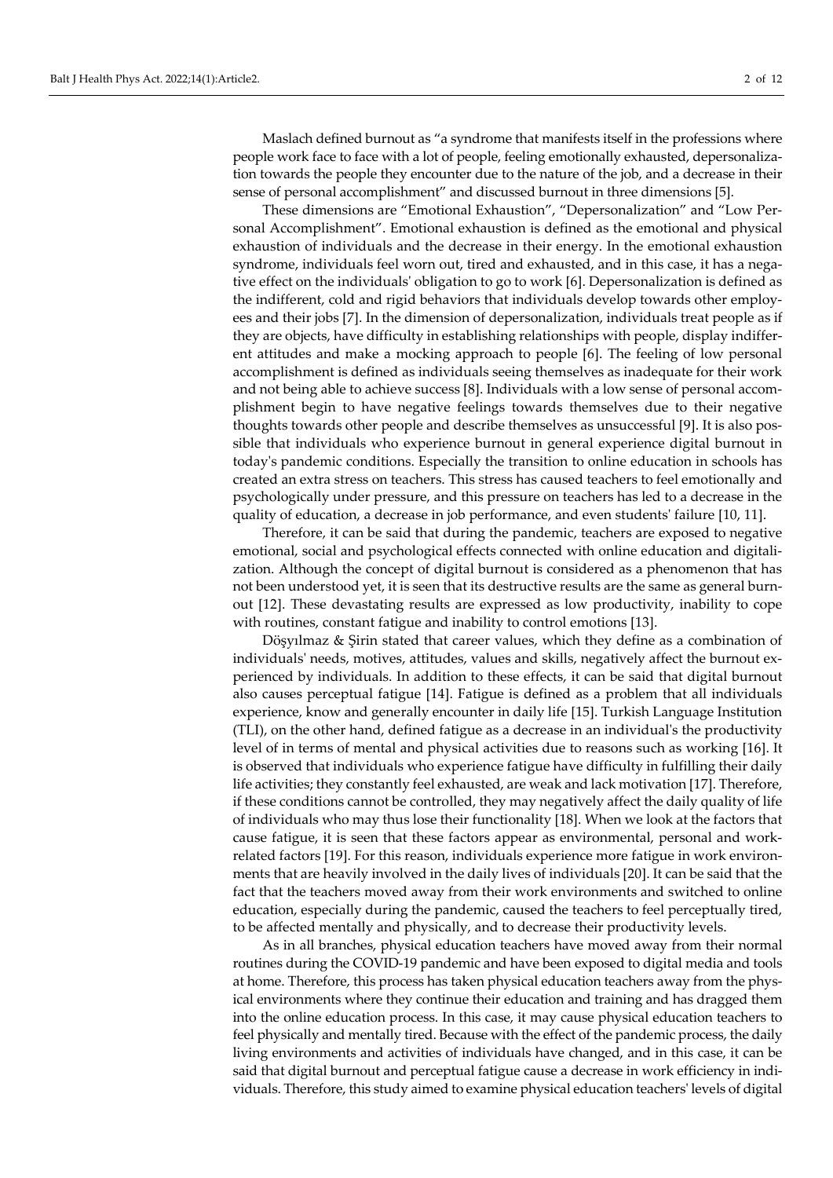Maslach defined burnout as "a syndrome that manifests itself in the professions where people work face to face with a lot of people, feeling emotionally exhausted, depersonalization towards the people they encounter due to the nature of the job, and a decrease in their sense of personal accomplishment" and discussed burnout in three dimensions [5].

These dimensions are "Emotional Exhaustion", "Depersonalization" and "Low Personal Accomplishment". Emotional exhaustion is defined as the emotional and physical exhaustion of individuals and the decrease in their energy. In the emotional exhaustion syndrome, individuals feel worn out, tired and exhausted, and in this case, it has a negative effect on the individuals' obligation to go to work [6]. Depersonalization is defined as the indifferent, cold and rigid behaviors that individuals develop towards other employees and their jobs [7]. In the dimension of depersonalization, individuals treat people as if they are objects, have difficulty in establishing relationships with people, display indifferent attitudes and make a mocking approach to people [6]. The feeling of low personal accomplishment is defined as individuals seeing themselves as inadequate for their work and not being able to achieve success [8]. Individuals with a low sense of personal accomplishment begin to have negative feelings towards themselves due to their negative thoughts towards other people and describe themselves as unsuccessful [9]. It is also possible that individuals who experience burnout in general experience digital burnout in today's pandemic conditions. Especially the transition to online education in schools has created an extra stress on teachers. This stress has caused teachers to feel emotionally and psychologically under pressure, and this pressure on teachers has led to a decrease in the quality of education, a decrease in job performance, and even students' failure [10, 11].

Therefore, it can be said that during the pandemic, teachers are exposed to negative emotional, social and psychological effects connected with online education and digitalization. Although the concept of digital burnout is considered as a phenomenon that has not been understood yet, it is seen that its destructive results are the same as general burnout [12]. These devastating results are expressed as low productivity, inability to cope with routines, constant fatigue and inability to control emotions [13].

Döşyılmaz & Şirin stated that career values, which they define as a combination of individuals' needs, motives, attitudes, values and skills, negatively affect the burnout experienced by individuals. In addition to these effects, it can be said that digital burnout also causes perceptual fatigue [14]. Fatigue is defined as a problem that all individuals experience, know and generally encounter in daily life [15]. Turkish Language Institution (TLI), on the other hand, defined fatigue as a decrease in an individual's the productivity level of in terms of mental and physical activities due to reasons such as working [16]. It is observed that individuals who experience fatigue have difficulty in fulfilling their daily life activities; they constantly feel exhausted, are weak and lack motivation [17]. Therefore, if these conditions cannot be controlled, they may negatively affect the daily quality of life of individuals who may thus lose their functionality [18]. When we look at the factors that cause fatigue, it is seen that these factors appear as environmental, personal and work-related factors [19]. For this reason, individuals experience more fatigue in work environments that are heavily involved in the daily lives of individuals [20]. It can be said that the fact that the teachers moved away from their work environments and switched to online education, especially during the pandemic, caused the teachers to feel perceptually tired, to be affected mentally and physically, and to decrease their productivity levels.

As in all branches, physical education teachers have moved away from their normal routines during the COVID-19 pandemic and have been exposed to digital media and tools at home. Therefore, this process has taken physical education teachers away from the physical environments where they continue their education and training and has dragged them into the online education process. In this case, it may cause physical education teachers to feel physically and mentally tired. Because with the effect of the pandemic process, the daily living environments and activities of individuals have changed, and in this case, it can be said that digital burnout and perceptual fatigue cause a decrease in work efficiency in individuals. Therefore, this study aimed to examine physical education teachers' levels of digital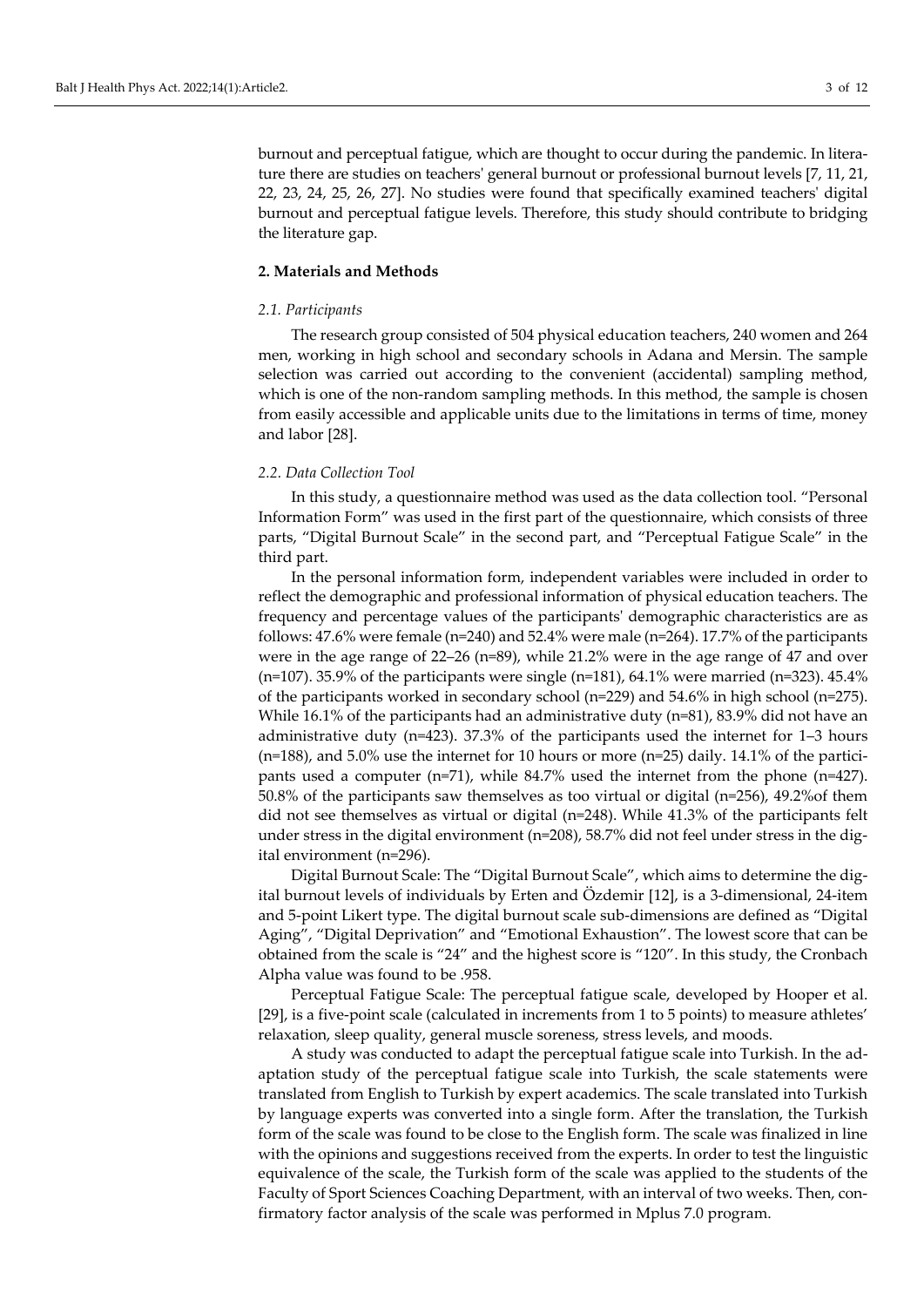burnout and perceptual fatigue, which are thought to occur during the pandemic. In literature there are studies on teachers' general burnout or professional burnout levels [7, 11, 21, 22, 23, 24, 25, 26, 27]. No studies were found that specifically examined teachers' digital burnout and perceptual fatigue levels. Therefore, this study should contribute to bridging the literature gap.

## 2. Materials and Methods

### *2.1. Participants*

The research group consisted of 504 physical education teachers, 240 women and 264 men, working in high school and secondary schools in Adana and Mersin. The sample selection was carried out according to the convenient (accidental) sampling method, which is one of the non-random sampling methods. In this method, the sample is chosen from easily accessible and applicable units due to the limitations in terms of time, money and labor [28].

### *2.2. Data Collection Tool*

In this study, a questionnaire method was used as the data collection tool. "Personal Information Form" was used in the first part of the questionnaire, which consists of three parts, "Digital Burnout Scale" in the second part, and "Perceptual Fatigue Scale" in the third part.

In the personal information form, independent variables were included in order to reflect the demographic and professional information of physical education teachers. The frequency and percentage values of the participants' demographic characteristics are as follows: 47.6% were female (n=240) and 52.4% were male (n=264). 17.7% of the participants were in the age range of 22–26 (n=89), while 21.2% were in the age range of 47 and over (n=107). 35.9% of the participants were single (n=181), 64.1% were married (n=323). 45.4% of the participants worked in secondary school (n=229) and 54.6% in high school (n=275). While 16.1% of the participants had an administrative duty (n=81), 83.9% did not have an administrative duty (n=423). 37.3% of the participants used the internet for 1–3 hours (n=188), and 5.0% use the internet for 10 hours or more (n=25) daily. 14.1% of the participants used a computer (n=71), while 84.7% used the internet from the phone (n=427). 50.8% of the participants saw themselves as too virtual or digital (n=256), 49.2%of them did not see themselves as virtual or digital (n=248). While 41.3% of the participants felt under stress in the digital environment (n=208), 58.7% did not feel under stress in the digital environment (n=296).

Digital Burnout Scale: The "Digital Burnout Scale", which aims to determine the digital burnout levels of individuals by Erten and Özdemir [12], is a 3-dimensional, 24-item and 5-point Likert type. The digital burnout scale sub-dimensions are defined as "Digital Aging", "Digital Deprivation" and "Emotional Exhaustion". The lowest score that can be obtained from the scale is "24" and the highest score is "120". In this study, the Cronbach Alpha value was found to be .958.

Perceptual Fatigue Scale: The perceptual fatigue scale, developed by Hooper et al. [29], is a five-point scale (calculated in increments from 1 to 5 points) to measure athletes' relaxation, sleep quality, general muscle soreness, stress levels, and moods.

A study was conducted to adapt the perceptual fatigue scale into Turkish. In the adaptation study of the perceptual fatigue scale into Turkish, the scale statements were translated from English to Turkish by expert academics. The scale translated into Turkish by language experts was converted into a single form. After the translation, the Turkish form of the scale was found to be close to the English form. The scale was finalized in line with the opinions and suggestions received from the experts. In order to test the linguistic equivalence of the scale, the Turkish form of the scale was applied to the students of the Faculty of Sport Sciences Coaching Department, with an interval of two weeks. Then, confirmatory factor analysis of the scale was performed in Mplus 7.0 program.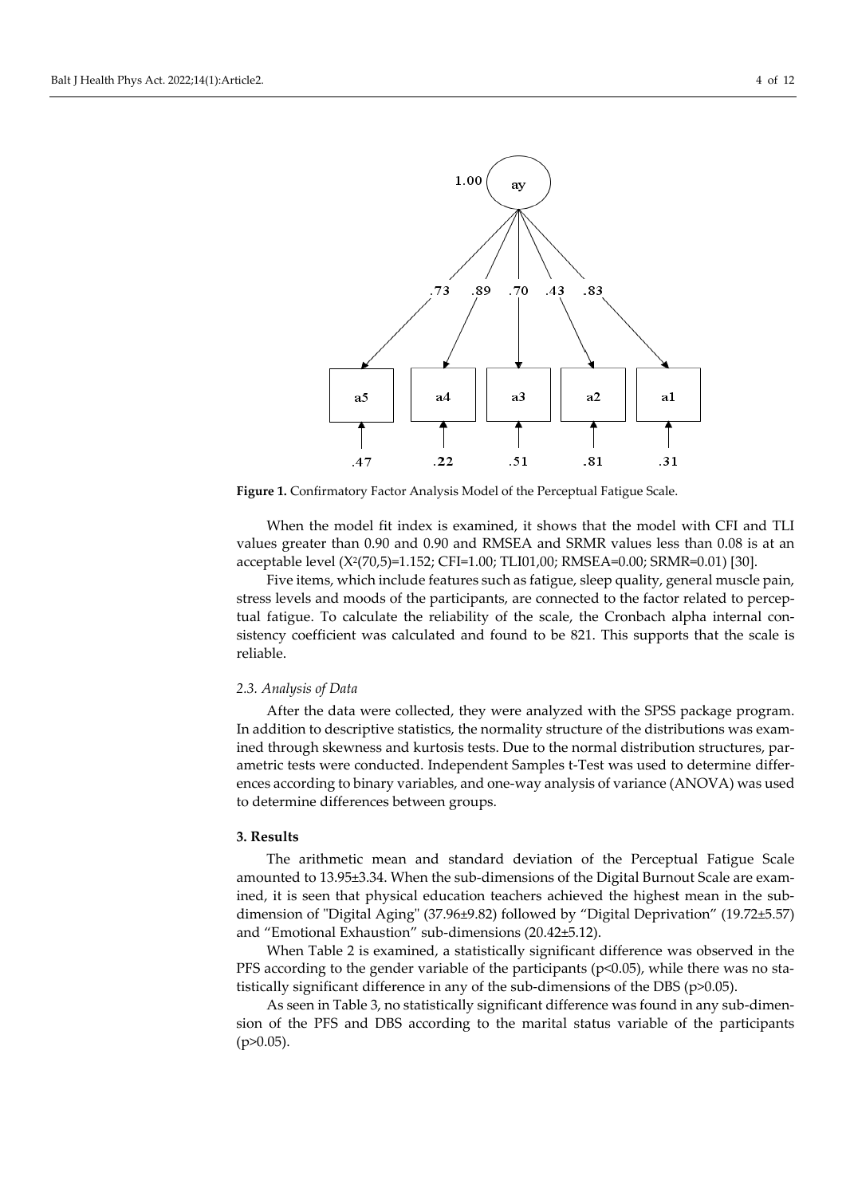**Figure 1.** Confirmatory Factor Analysis Model of the Perceptual Fatigue Scale.

When the model fit index is examined, it shows that the model with CFI and TLI values greater than 0.90 and 0.90 and RMSEA and SRMR values less than 0.08 is at an acceptable level ($X^2(70,5)=1.152$; CFI=1.00; TLI01,00; RMSEA=0.00; SRMR=0.01) [30].

Five items, which include features such as fatigue, sleep quality, general muscle pain, stress levels and moods of the participants, are connected to the factor related to perceptual fatigue. To calculate the reliability of the scale, the Cronbach alpha internal consistency coefficient was calculated and found to be 821. This supports that the scale is reliable.

### *2.3. Analysis of Data*

After the data were collected, they were analyzed with the SPSS package program. In addition to descriptive statistics, the normality structure of the distributions was examined through skewness and kurtosis tests. Due to the normal distribution structures, parametric tests were conducted. Independent Samples t-Test was used to determine differences according to binary variables, and one-way analysis of variance (ANOVA) was used to determine differences between groups.

## **3. Results**

The arithmetic mean and standard deviation of the Perceptual Fatigue Scale amounted to 13.95±3.34. When the sub-dimensions of the Digital Burnout Scale are examined, it is seen that physical education teachers achieved the highest mean in the sub-dimension of "Digital Aging" (37.96±9.82) followed by "Digital Deprivation" (19.72±5.57) and "Emotional Exhaustion" sub-dimensions (20.42±5.12).

When Table 2 is examined, a statistically significant difference was observed in the PFS according to the gender variable of the participants ($p<0.05$), while there was no statistically significant difference in any of the sub-dimensions of the DBS ($p>0.05$).

As seen in Table 3, no statistically significant difference was found in any sub-dimension of the PFS and DBS according to the marital status variable of the participants ($p>0.05$).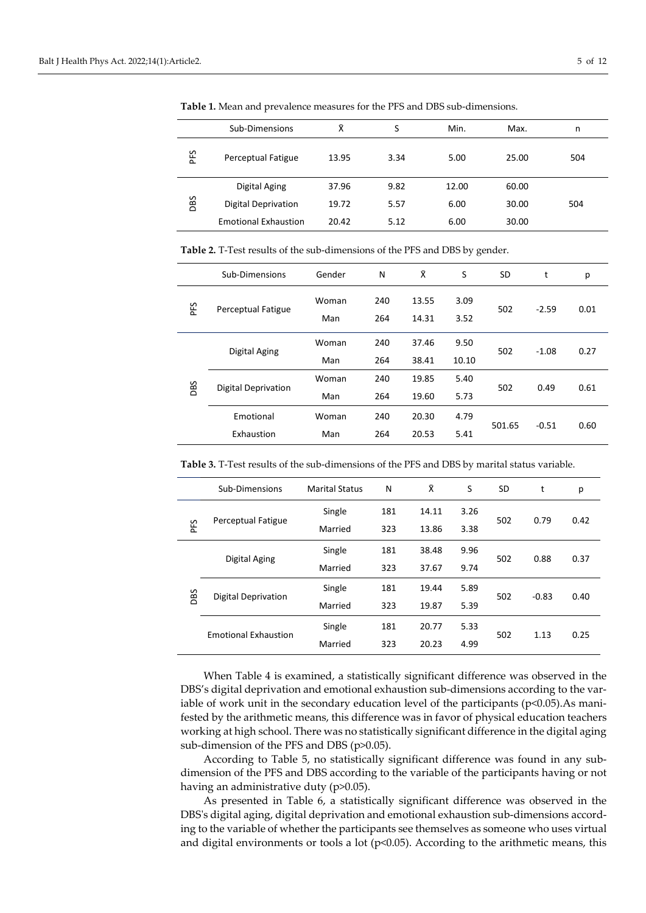**Table 1.** Mean and prevalence measures for the PFS and DBS sub-dimensions.

| | Sub-Dimensions | X̄ | S | Min. | Max. | n |
|---|---|---|---|---|---|---|
| PFS | Perceptual Fatigue | 13.95 | 3.34 | 5.00 | 25.00 | 504 |
| DBS | Digital Aging | 37.96 | 9.82 | 12.00 | 60.00 | 504 |
| | Digital Deprivation | 19.72 | 5.57 | 6.00 | 30.00 | |
| | Emotional Exhaustion | 20.42 | 5.12 | 6.00 | 30.00 | |

**Table 2.** T-Test results of the sub-dimensions of the PFS and DBS by gender.

| | Sub-Dimensions | Gender | N | X̄ | S | SD | t | p |
|---|---|---|---|---|---|---|---|---|
| PFS | Perceptual Fatigue | Woman | 240 | 13.55 | 3.09 | 502 | -2.59 | 0.01 |
| | | Man | 264 | 14.31 | 3.52 | | | |
| DBS | Digital Aging | Woman | 240 | 37.46 | 9.50 | 502 | -1.08 | 0.27 |
| | | Man | 264 | 38.41 | 10.10 | | | |
| | Digital Deprivation | Woman | 240 | 19.85 | 5.40 | 502 | 0.49 | 0.61 |
| | | Man | 264 | 19.60 | 5.73 | | | |
| | Emotional Exhaustion | Woman | 240 | 20.30 | 4.79 | 501.65 | -0.51 | 0.60 |
| | | Man | 264 | 20.53 | 5.41 | | | |

**Table 3.** T-Test results of the sub-dimensions of the PFS and DBS by marital status variable.

| | Sub-Dimensions | Marital Status | N | X̄ | S | SD | t | p |
|---|---|---|---|---|---|---|---|---|
| PFS | Perceptual Fatigue | Single | 181 | 14.11 | 3.26 | 502 | 0.79 | 0.42 |
| | | Married | 323 | 13.86 | 3.38 | | | |
| DBS | Digital Aging | Single | 181 | 38.48 | 9.96 | 502 | 0.88 | 0.37 |
| | | Married | 323 | 37.67 | 9.74 | | | |
| | Digital Deprivation | Single | 181 | 19.44 | 5.89 | 502 | -0.83 | 0.40 |
| | | Married | 323 | 19.87 | 5.39 | | | |
| | Emotional Exhaustion | Single | 181 | 20.77 | 5.33 | 502 | 1.13 | 0.25 |
| | | Married | 323 | 20.23 | 4.99 | | | |

When Table 4 is examined, a statistically significant difference was observed in the DBS's digital deprivation and emotional exhaustion sub-dimensions according to the variable of work unit in the secondary education level of the participants ($p<0.05$).As manifested by the arithmetic means, this difference was in favor of physical education teachers working at high school. There was no statistically significant difference in the digital aging sub-dimension of the PFS and DBS ($p>0.05$).

According to Table 5, no statistically significant difference was found in any sub-dimension of the PFS and DBS according to the variable of the participants having or not having an administrative duty ($p>0.05$).

As presented in Table 6, a statistically significant difference was observed in the DBS's digital aging, digital deprivation and emotional exhaustion sub-dimensions according to the variable of whether the participants see themselves as someone who uses virtual and digital environments or tools a lot ($p<0.05$). According to the arithmetic means, this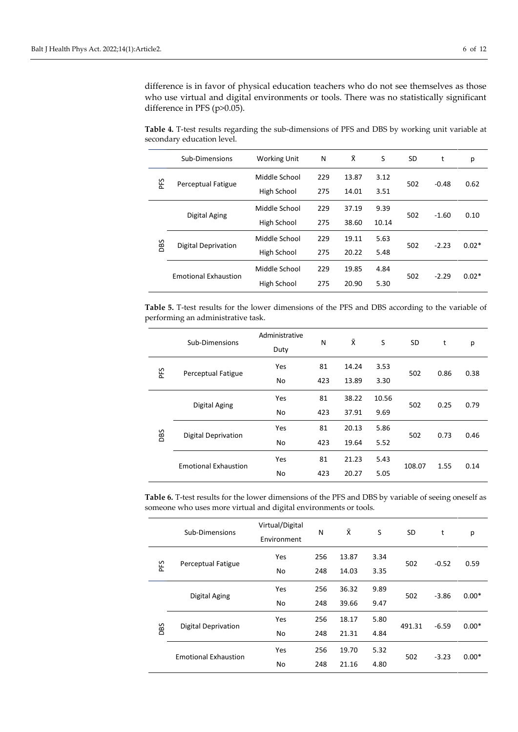difference is in favor of physical education teachers who do not see themselves as those who use virtual and digital environments or tools. There was no statistically significant difference in PFS ($p>0.05$).

**Table 4.** T-test results regarding the sub-dimensions of PFS and DBS by working unit variable at secondary education level.

| | Sub-Dimensions | Working Unit | N | X̄ | S | SD | t | p |
|---|---|---|---|---|---|---|---|---|
| PFS | Perceptual Fatigue | Middle School | 229 | 13.87 | 3.12 | 502 | -0.48 | 0.62 |
| | | High School | 275 | 14.01 | 3.51 | | | |
| DBS | Digital Aging | Middle School | 229 | 37.19 | 9.39 | 502 | -1.60 | 0.10 |
| | | High School | 275 | 38.60 | 10.14 | | | |
| | Digital Deprivation | Middle School | 229 | 19.11 | 5.63 | 502 | -2.23 | 0.02* |
| | | High School | 275 | 20.22 | 5.48 | | | |
| | Emotional Exhaustion | Middle School | 229 | 19.85 | 4.84 | 502 | -2.29 | 0.02* |
| | | High School | 275 | 20.90 | 5.30 | | | |

**Table 5.** T-test results for the lower dimensions of the PFS and DBS according to the variable of performing an administrative task.

| | Sub-Dimensions | Administrative Duty | N | X̄ | S | SD | t | p |
|---|---|---|---|---|---|---|---|---|
| PFS | Perceptual Fatigue | Yes | 81 | 14.24 | 3.53 | 502 | 0.86 | 0.38 |
| | | No | 423 | 13.89 | 3.30 | | | |
| DBS | Digital Aging | Yes | 81 | 38.22 | 10.56 | 502 | 0.25 | 0.79 |
| | | No | 423 | 37.91 | 9.69 | | | |
| | Digital Deprivation | Yes | 81 | 20.13 | 5.86 | 502 | 0.73 | 0.46 |
| | | No | 423 | 19.64 | 5.52 | | | |
| | Emotional Exhaustion | Yes | 81 | 21.23 | 5.43 | 108.07 | 1.55 | 0.14 |
| | | No | 423 | 20.27 | 5.05 | | | |

**Table 6.** T-test results for the lower dimensions of the PFS and DBS by variable of seeing oneself as someone who uses more virtual and digital environments or tools.

| | Sub-Dimensions | Virtual/Digital Environment | N | X̄ | S | SD | t | p |
|---|---|---|---|---|---|---|---|---|
| PFS | Perceptual Fatigue | Yes | 256 | 13.87 | 3.34 | 502 | -0.52 | 0.59 |
| | | No | 248 | 14.03 | 3.35 | | | |
| DBS | Digital Aging | Yes | 256 | 36.32 | 9.89 | 502 | -3.86 | 0.00* |
| | | No | 248 | 39.66 | 9.47 | | | |
| | Digital Deprivation | Yes | 256 | 18.17 | 5.80 | 491.31 | -6.59 | 0.00* |
| | | No | 248 | 21.31 | 4.84 | | | |
| | Emotional Exhaustion | Yes | 256 | 19.70 | 5.32 | 502 | -3.23 | 0.00* |
| | | No | 248 | 21.16 | 4.80 | | | |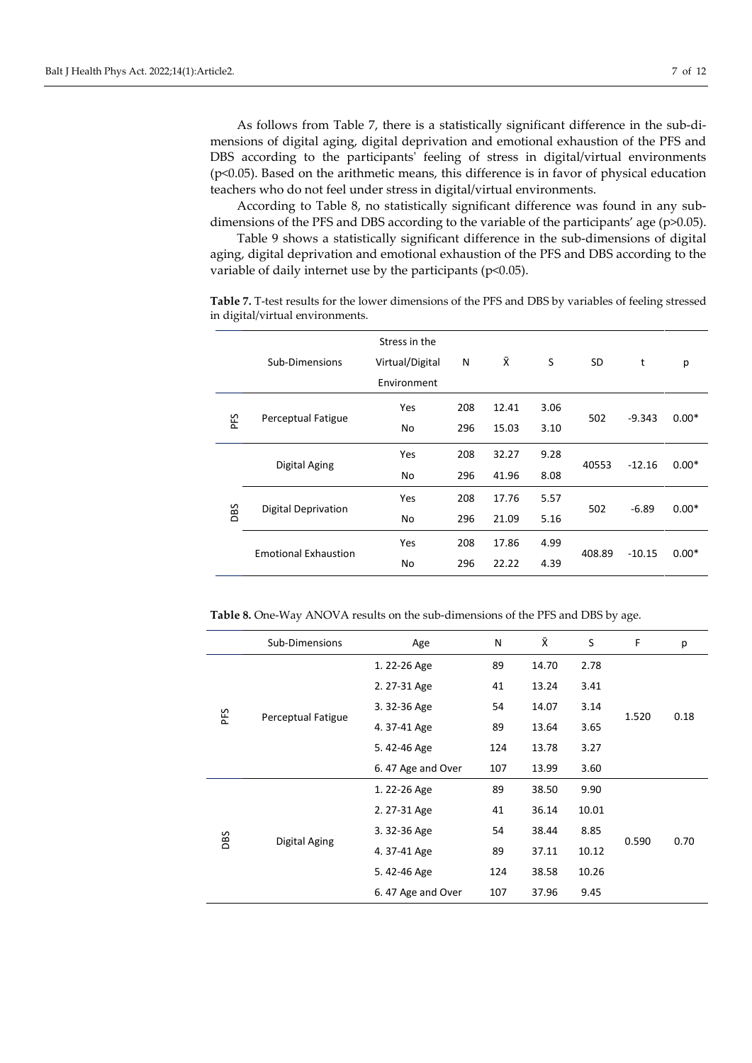As follows from Table 7, there is a statistically significant difference in the sub-dimensions of digital aging, digital deprivation and emotional exhaustion of the PFS and DBS according to the participants' feeling of stress in digital/virtual environments ($p<0.05$). Based on the arithmetic means, this difference is in favor of physical education teachers who do not feel under stress in digital/virtual environments.

According to Table 8, no statistically significant difference was found in any sub-dimensions of the PFS and DBS according to the variable of the participants' age ($p>0.05$).

Table 9 shows a statistically significant difference in the sub-dimensions of digital aging, digital deprivation and emotional exhaustion of the PFS and DBS according to the variable of daily internet use by the participants ($p<0.05$).

**Table 7.** T-test results for the lower dimensions of the PFS and DBS by variables of feeling stressed in digital/virtual environments.

| | Sub-Dimensions | Stress in the Virtual/Digital Environment | N | X̄ | S | SD | t | p |
|---|---|---|---|---|---|---|---|---|
| PFS | Perceptual Fatigue | Yes | 208 | 12.41 | 3.06 | 502 | -9.343 | 0.00* |
| | | No | 296 | 15.03 | 3.10 | | | |
| DBS | Digital Aging | Yes | 208 | 32.27 | 9.28 | 40553 | -12.16 | 0.00* |
| | | No | 296 | 41.96 | 8.08 | | | |
| | Digital Deprivation | Yes | 208 | 17.76 | 5.57 | 502 | -6.89 | 0.00* |
| | | No | 296 | 21.09 | 5.16 | | | |
| | Emotional Exhaustion | Yes | 208 | 17.86 | 4.99 | 408.89 | -10.15 | 0.00* |
| | | No | 296 | 22.22 | 4.39 | | | |

**Table 8.** One-Way ANOVA results on the sub-dimensions of the PFS and DBS by age.

| | Sub-Dimensions | Age | N | X̄ | S | F | p |
|---|---|---|---|---|---|---|---|
| PFS | Perceptual Fatigue | 1. 22-26 Age | 89 | 14.70 | 2.78 | 1.520 | 0.18 |
| | | 2. 27-31 Age | 41 | 13.24 | 3.41 | | |
| | | 3. 32-36 Age | 54 | 14.07 | 3.14 | | |
| | | 4. 37-41 Age | 89 | 13.64 | 3.65 | | |
| | | 5. 42-46 Age | 124 | 13.78 | 3.27 | | |
| | | 6. 47 Age and Over | 107 | 13.99 | 3.60 | | |
| DBS | Digital Aging | 1. 22-26 Age | 89 | 38.50 | 9.90 | 0.590 | 0.70 |
| | | 2. 27-31 Age | 41 | 36.14 | 10.01 | | |
| | | 3. 32-36 Age | 54 | 38.44 | 8.85 | | |
| | | 4. 37-41 Age | 89 | 37.11 | 10.12 | | |
| | | 5. 42-46 Age | 124 | 38.58 | 10.26 | | |
| | | 6. 47 Age and Over | 107 | 37.96 | 9.45 | | |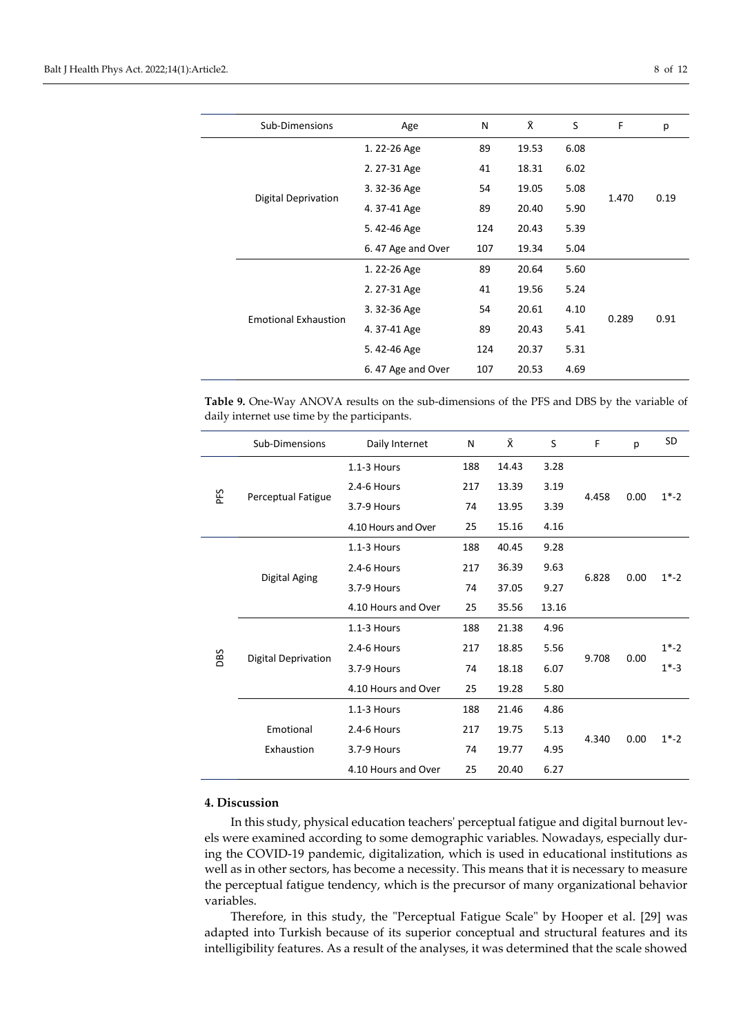| Sub-Dimensions | Age | N | X̄ | S | F | p |
|---|---|---|---|---|---|---|
| Digital Deprivation | 1. 22-26 Age | 89 | 19.53 | 6.08 | 1.470 | 0.19 |
| | 2. 27-31 Age | 41 | 18.31 | 6.02 | | |
| | 3. 32-36 Age | 54 | 19.05 | 5.08 | | |
| | 4. 37-41 Age | 89 | 20.40 | 5.90 | | |
| | 5. 42-46 Age | 124 | 20.43 | 5.39 | | |
| | 6. 47 Age and Over | 107 | 19.34 | 5.04 | | |
| Emotional Exhaustion | 1. 22-26 Age | 89 | 20.64 | 5.60 | 0.289 | 0.91 |
| | 2. 27-31 Age | 41 | 19.56 | 5.24 | | |
| | 3. 32-36 Age | 54 | 20.61 | 4.10 | | |
| | 4. 37-41 Age | 89 | 20.43 | 5.41 | | |
| | 5. 42-46 Age | 124 | 20.37 | 5.31 | | |
| | 6. 47 Age and Over | 107 | 20.53 | 4.69 | | |

**Table 9.** One-Way ANOVA results on the sub-dimensions of the PFS and DBS by the variable of daily internet use time by the participants.

| | Sub-Dimensions | Daily Internet | N | X̄ | S | F | p | SD |
|---|---|---|---|---|---|---|---|---|
| PFS | Perceptual Fatigue | 1.1-3 Hours | 188 | 14.43 | 3.28 | 4.458 | 0.00 | 1*-2 |
| | | 2.4-6 Hours | 217 | 13.39 | 3.19 | | | |
| | | 3.7-9 Hours | 74 | 13.95 | 3.39 | | | |
| | | 4.10 Hours and Over | 25 | 15.16 | 4.16 | | | |
| DBS | Digital Aging | 1.1-3 Hours | 188 | 40.45 | 9.28 | 6.828 | 0.00 | 1*-2 |
| | | 2.4-6 Hours | 217 | 36.39 | 9.63 | | | |
| | | 3.7-9 Hours | 74 | 37.05 | 9.27 | | | |
| | | 4.10 Hours and Over | 25 | 35.56 | 13.16 | | | |
| | Digital Deprivation | 1.1-3 Hours | 188 | 21.38 | 4.96 | 9.708 | 0.00 | 1*-2 1*-3 |
| | | 2.4-6 Hours | 217 | 18.85 | 5.56 | | | |
| | | 3.7-9 Hours | 74 | 18.18 | 6.07 | | | |
| | | 4.10 Hours and Over | 25 | 19.28 | 5.80 | | | |
| | Emotional Exhaustion | 1.1-3 Hours | 188 | 21.46 | 4.86 | 4.340 | 0.00 | 1*-2 |
| | | 2.4-6 Hours | 217 | 19.75 | 5.13 | | | |
| | | 3.7-9 Hours | 74 | 19.77 | 4.95 | | | |
| | | 4.10 Hours and Over | 25 | 20.40 | 6.27 | | | |

## 4. Discussion

In this study, physical education teachers' perceptual fatigue and digital burnout levels were examined according to some demographic variables. Nowadays, especially during the COVID-19 pandemic, digitalization, which is used in educational institutions as well as in other sectors, has become a necessity. This means that it is necessary to measure the perceptual fatigue tendency, which is the precursor of many organizational behavior variables.

Therefore, in this study, the "Perceptual Fatigue Scale" by Hooper et al. [29] was adapted into Turkish because of its superior conceptual and structural features and its intelligibility features. As a result of the analyses, it was determined that the scale showed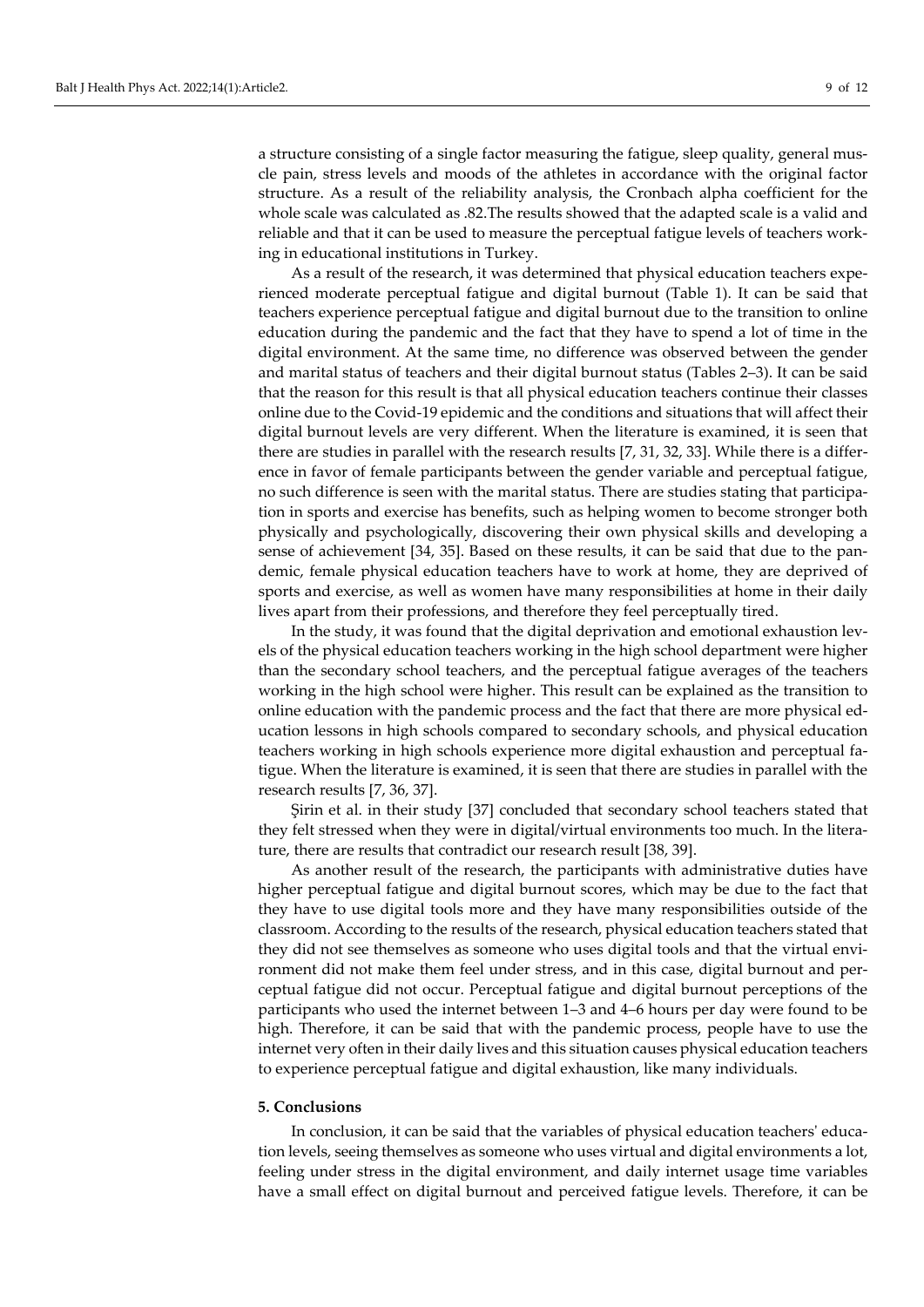a structure consisting of a single factor measuring the fatigue, sleep quality, general muscle pain, stress levels and moods of the athletes in accordance with the original factor structure. As a result of the reliability analysis, the Cronbach alpha coefficient for the whole scale was calculated as .82.The results showed that the adapted scale is a valid and reliable and that it can be used to measure the perceptual fatigue levels of teachers working in educational institutions in Turkey.

As a result of the research, it was determined that physical education teachers experienced moderate perceptual fatigue and digital burnout (Table 1). It can be said that teachers experience perceptual fatigue and digital burnout due to the transition to online education during the pandemic and the fact that they have to spend a lot of time in the digital environment. At the same time, no difference was observed between the gender and marital status of teachers and their digital burnout status (Tables 2–3). It can be said that the reason for this result is that all physical education teachers continue their classes online due to the Covid-19 epidemic and the conditions and situations that will affect their digital burnout levels are very different. When the literature is examined, it is seen that there are studies in parallel with the research results [7, 31, 32, 33]. While there is a difference in favor of female participants between the gender variable and perceptual fatigue, no such difference is seen with the marital status. There are studies stating that participation in sports and exercise has benefits, such as helping women to become stronger both physically and psychologically, discovering their own physical skills and developing a sense of achievement [34, 35]. Based on these results, it can be said that due to the pandemic, female physical education teachers have to work at home, they are deprived of sports and exercise, as well as women have many responsibilities at home in their daily lives apart from their professions, and therefore they feel perceptually tired.

In the study, it was found that the digital deprivation and emotional exhaustion levels of the physical education teachers working in the high school department were higher than the secondary school teachers, and the perceptual fatigue averages of the teachers working in the high school were higher. This result can be explained as the transition to online education with the pandemic process and the fact that there are more physical education lessons in high schools compared to secondary schools, and physical education teachers working in high schools experience more digital exhaustion and perceptual fatigue. When the literature is examined, it is seen that there are studies in parallel with the research results [7, 36, 37].

Şirin et al. in their study [37] concluded that secondary school teachers stated that they felt stressed when they were in digital/virtual environments too much. In the literature, there are results that contradict our research result [38, 39].

As another result of the research, the participants with administrative duties have higher perceptual fatigue and digital burnout scores, which may be due to the fact that they have to use digital tools more and they have many responsibilities outside of the classroom. According to the results of the research, physical education teachers stated that they did not see themselves as someone who uses digital tools and that the virtual environment did not make them feel under stress, and in this case, digital burnout and perceptual fatigue did not occur. Perceptual fatigue and digital burnout perceptions of the participants who used the internet between 1–3 and 4–6 hours per day were found to be high. Therefore, it can be said that with the pandemic process, people have to use the internet very often in their daily lives and this situation causes physical education teachers to experience perceptual fatigue and digital exhaustion, like many individuals.

## 5. Conclusions

In conclusion, it can be said that the variables of physical education teachers' education levels, seeing themselves as someone who uses virtual and digital environments a lot, feeling under stress in the digital environment, and daily internet usage time variables have a small effect on digital burnout and perceived fatigue levels. Therefore, it can be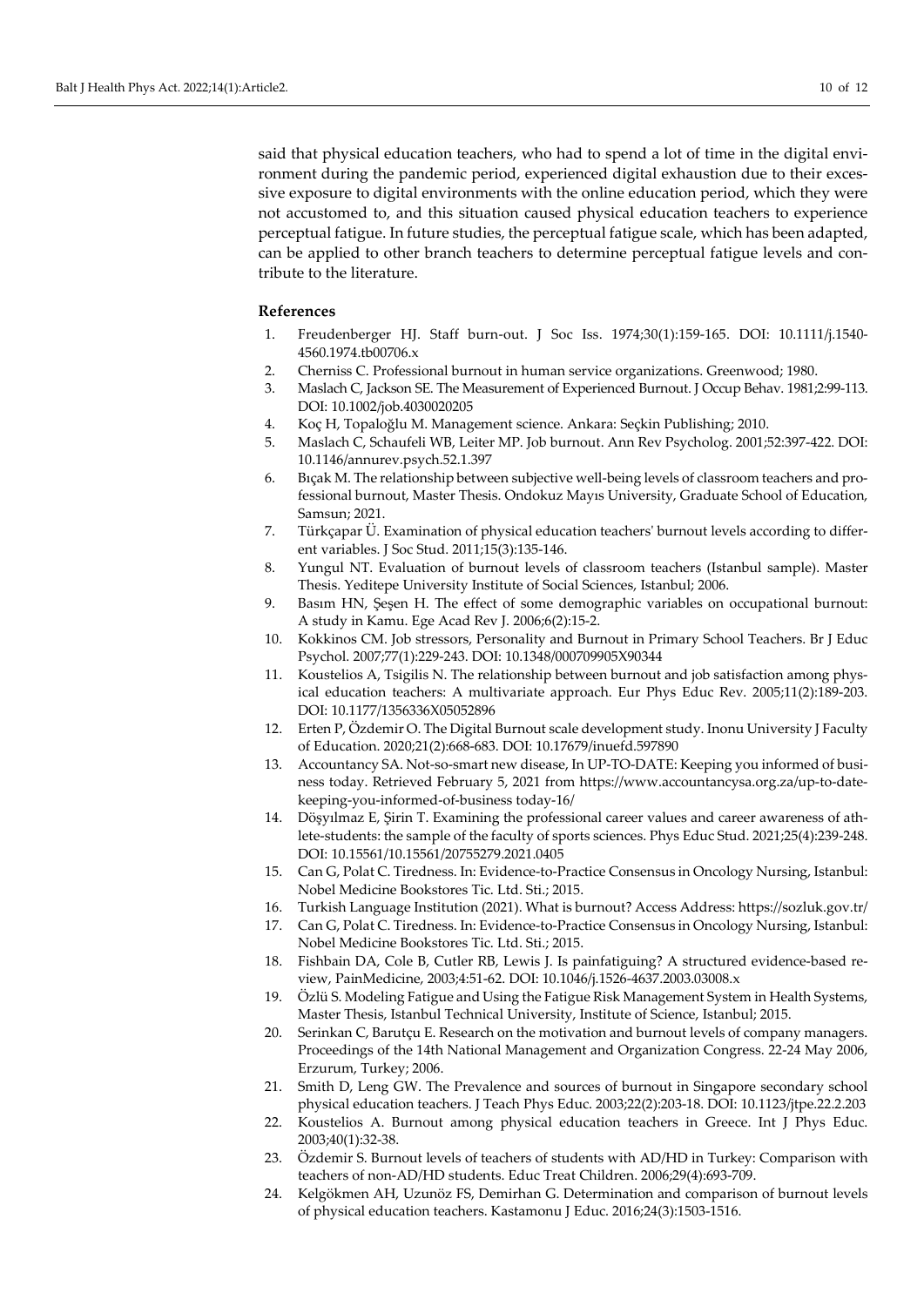said that physical education teachers, who had to spend a lot of time in the digital environment during the pandemic period, experienced digital exhaustion due to their excessive exposure to digital environments with the online education period, which they were not accustomed to, and this situation caused physical education teachers to experience perceptual fatigue. In future studies, the perceptual fatigue scale, which has been adapted, can be applied to other branch teachers to determine perceptual fatigue levels and contribute to the literature.

**References**

1. Freudenberger HJ. Staff burn-out. J Soc Iss. 1974;30(1):159-165. DOI: 10.1111/j.1540-4560.1974.tb00706.x
2. Cherniss C. Professional burnout in human service organizations. Greenwood; 1980.
3. Maslach C, Jackson SE. The Measurement of Experienced Burnout. J Occup Behav. 1981;2:99-113. DOI: 10.1002/job.4030020205
4. Koç H, Topaloğlu M. Management science. Ankara: Seçkin Publishing; 2010.
5. Maslach C, Schaufeli WB, Leiter MP. Job burnout. Ann Rev Psycholog. 2001;52:397-422. DOI: 10.1146/annurev.psych.52.1.397
6. Bıçak M. The relationship between subjective well-being levels of classroom teachers and professional burnout, Master Thesis. Ondokuz Mayıs University, Graduate School of Education, Samsun; 2021.
7. Türkçapar Ü. Examination of physical education teachers' burnout levels according to different variables. J Soc Stud. 2011;15(3):135-146.
8. Yungul NT. Evaluation of burnout levels of classroom teachers (Istanbul sample). Master Thesis. Yeditepe University Institute of Social Sciences, Istanbul; 2006.
9. Basım HN, Şeşen H. The effect of some demographic variables on occupational burnout: A study in Kamu. Ege Acad Rev J. 2006;6(2):15-2.
10. Kokkinos CM. Job stressors, Personality and Burnout in Primary School Teachers. Br J Educ Psychol. 2007;77(1):229-243. DOI: 10.1348/000709905X90344
11. Koustelios A, Tsigilis N. The relationship between burnout and job satisfaction among physical education teachers: A multivariate approach. Eur Phys Educ Rev. 2005;11(2):189-203. DOI: 10.1177/1356336X05052896
12. Erten P, Özdemir O. The Digital Burnout scale development study. Inonu University J Faculty of Education. 2020;21(2):668-683. DOI: 10.17679/inuefd.597890
13. Accountancy SA. Not-so-smart new disease, In UP-TO-DATE: Keeping you informed of business today. Retrieved February 5, 2021 from https://www.accountancysa.org.za/up-to-date-keeping-you-informed-of-business today-16/
14. Döşyılmaz E, Şirin T. Examining the professional career values and career awareness of athlete-students: the sample of the faculty of sports sciences. Phys Educ Stud. 2021;25(4):239-248. DOI: 10.15561/10.15561/20755279.2021.0405
15. Can G, Polat C. Tiredness. In: Evidence-to-Practice Consensus in Oncology Nursing, Istanbul: Nobel Medicine Bookstores Tic. Ltd. Sti.; 2015.
16. Turkish Language Institution (2021). What is burnout? Access Address: https://sozluk.gov.tr/
17. Can G, Polat C. Tiredness. In: Evidence-to-Practice Consensus in Oncology Nursing, Istanbul: Nobel Medicine Bookstores Tic. Ltd. Sti.; 2015.
18. Fishbain DA, Cole B, Cutler RB, Lewis J. Is painfatiguing? A structured evidence-based review, PainMedicine, 2003;4:51-62. DOI: 10.1046/j.1526-4637.2003.03008.x
19. Özlü S. Modeling Fatigue and Using the Fatigue Risk Management System in Health Systems, Master Thesis, Istanbul Technical University, Institute of Science, Istanbul; 2015.
20. Serinkan C, Barutçu E. Research on the motivation and burnout levels of company managers. Proceedings of the 14th National Management and Organization Congress. 22-24 May 2006, Erzurum, Turkey; 2006.
21. Smith D, Leng GW. The Prevalence and sources of burnout in Singapore secondary school physical education teachers. J Teach Phys Educ. 2003;22(2):203-18. DOI: 10.1123/jtpe.22.2.203
22. Koustelios A. Burnout among physical education teachers in Greece. Int J Phys Educ. 2003;40(1):32-38.
23. Özdemir S. Burnout levels of teachers of students with AD/HD in Turkey: Comparison with teachers of non-AD/HD students. Educ Treat Children. 2006;29(4):693-709.
24. Kelgökmen AH, Uzunöz FS, Demirhan G. Determination and comparison of burnout levels of physical education teachers. Kastamonu J Educ. 2016;24(3):1503-1516.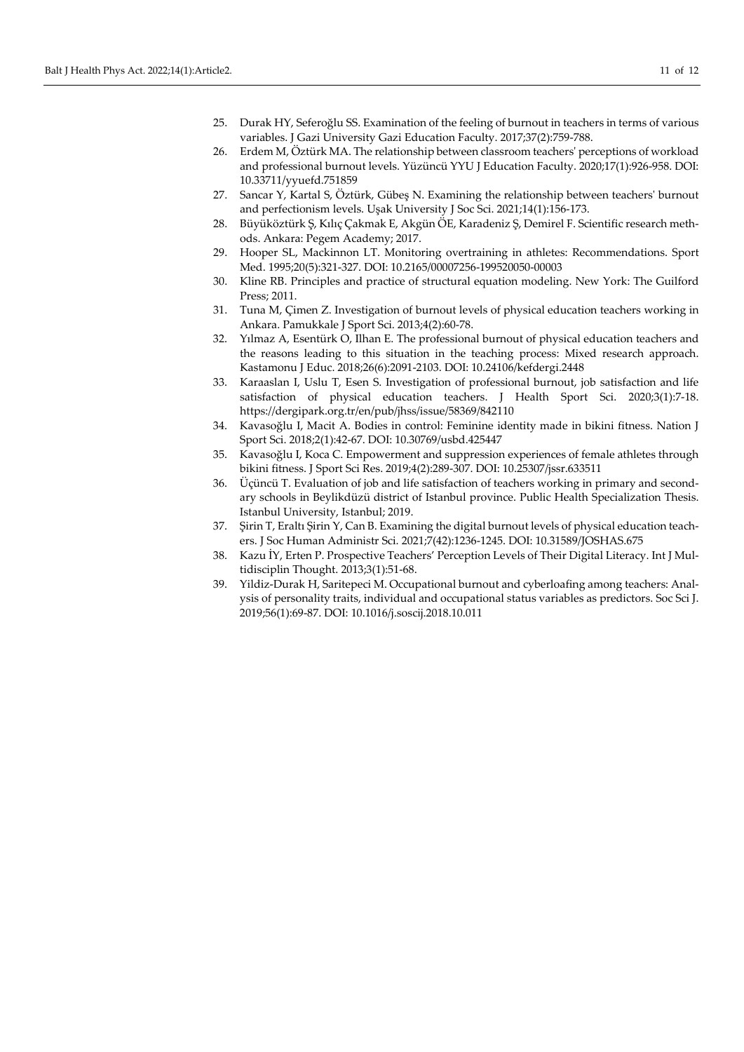25. Durak HY, Seferoğlu SS. Examination of the feeling of burnout in teachers in terms of various variables. J Gazi University Gazi Education Faculty. 2017;37(2):759-788.
26. Erdem M, Öztürk MA. The relationship between classroom teachers' perceptions of workload and professional burnout levels. Yüzüncü YYU J Education Faculty. 2020;17(1):926-958. DOI: 10.33711/yyuefd.751859
27. Sancar Y, Kartal S, Öztürk, Gübeş N. Examining the relationship between teachers' burnout and perfectionism levels. Uşak University J Soc Sci. 2021;14(1):156-173.
28. Büyüköztürk Ş, Kılıç Çakmak E, Akgün ÖE, Karadeniz Ş, Demirel F. Scientific research methods. Ankara: Pegem Academy; 2017.
29. Hooper SL, Mackinnon LT. Monitoring overtraining in athletes: Recommendations. Sport Med. 1995;20(5):321-327. DOI: 10.2165/00007256-199520050-00003
30. Kline RB. Principles and practice of structural equation modeling. New York: The Guilford Press; 2011.
31. Tuna M, Çimen Z. Investigation of burnout levels of physical education teachers working in Ankara. Pamukkale J Sport Sci. 2013;4(2):60-78.
32. Yılmaz A, Esentürk O, Ilhan E. The professional burnout of physical education teachers and the reasons leading to this situation in the teaching process: Mixed research approach. Kastamonu J Educ. 2018;26(6):2091-2103. DOI: 10.24106/kefdergi.2448
33. Karaaslan I, Uslu T, Esen S. Investigation of professional burnout, job satisfaction and life satisfaction of physical education teachers. J Health Sport Sci. 2020;3(1):7-18. https://dergipark.org.tr/en/pub/jhss/issue/58369/842110
34. Kavasoğlu I, Macit A. Bodies in control: Feminine identity made in bikini fitness. Nation J Sport Sci. 2018;2(1):42-67. DOI: 10.30769/usbd.425447
35. Kavasoğlu I, Koca C. Empowerment and suppression experiences of female athletes through bikini fitness. J Sport Sci Res. 2019;4(2):289-307. DOI: 10.25307/jssr.633511
36. Üçüncü T. Evaluation of job and life satisfaction of teachers working in primary and secondary schools in Beylikdüzü district of Istanbul province. Public Health Specialization Thesis. Istanbul University, Istanbul; 2019.
37. Şirin T, Eraltı Şirin Y, Can B. Examining the digital burnout levels of physical education teachers. J Soc Human Administr Sci. 2021;7(42):1236-1245. DOI: 10.31589/JOSHAS.675
38. Kazu İY, Erten P. Prospective Teachers' Perception Levels of Their Digital Literacy. Int J Multidisciplin Thought. 2013;3(1):51-68.
39. Yildiz-Durak H, Saritepeci M. Occupational burnout and cyberloafing among teachers: Analysis of personality traits, individual and occupational status variables as predictors. Soc Sci J. 2019;56(1):69-87. DOI: 10.1016/j.soscij.2018.10.011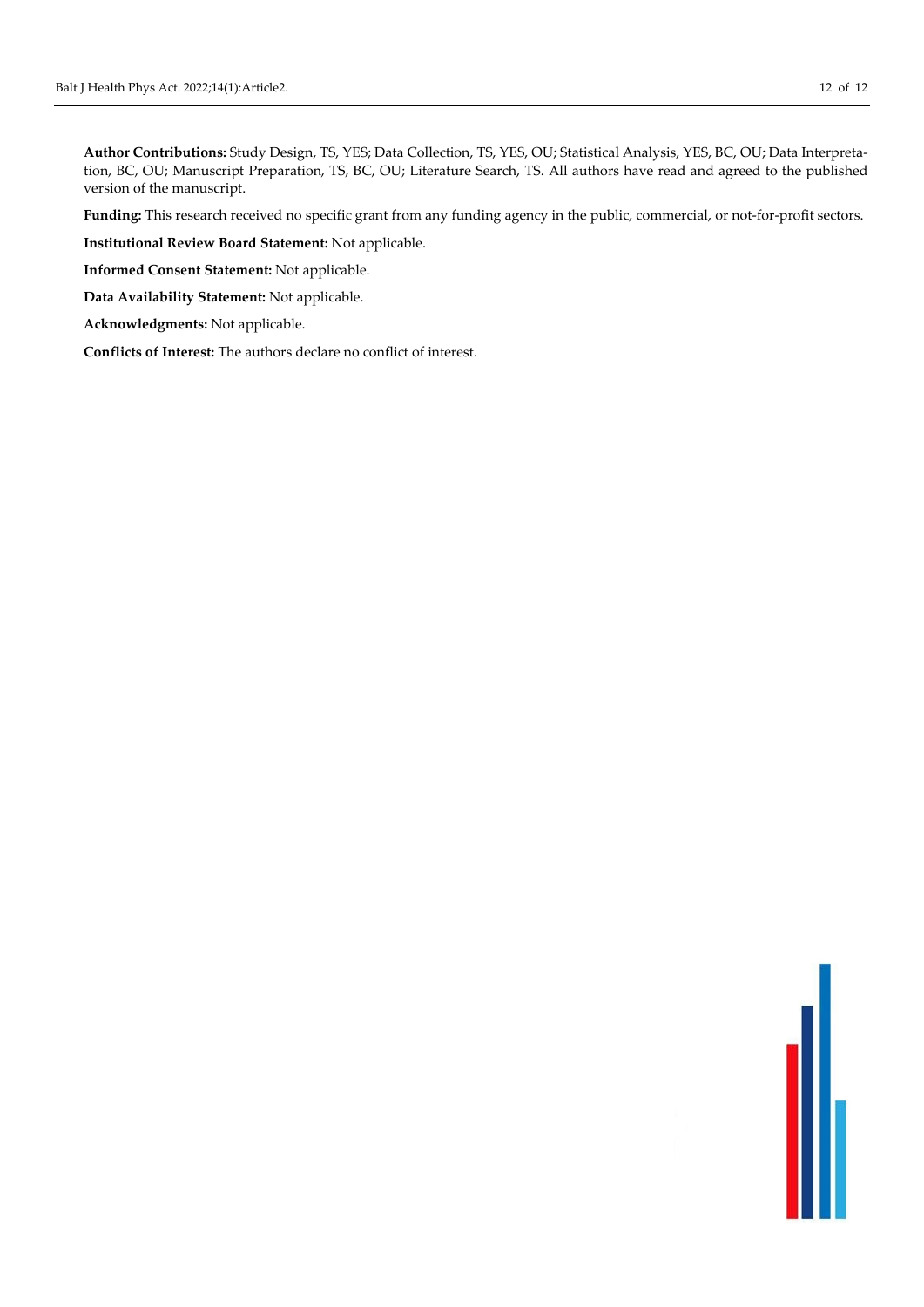**Author Contributions:** Study Design, TS, YES; Data Collection, TS, YES, OU; Statistical Analysis, YES, BC, OU; Data Interpretation, BC, OU; Manuscript Preparation, TS, BC, OU; Literature Search, TS. All authors have read and agreed to the published version of the manuscript.

**Funding:** This research received no specific grant from any funding agency in the public, commercial, or not-for-profit sectors.

**Institutional Review Board Statement:** Not applicable.

**Informed Consent Statement:** Not applicable.

**Data Availability Statement:** Not applicable.

**Acknowledgments:** Not applicable.

**Conflicts of Interest:** The authors declare no conflict of interest.